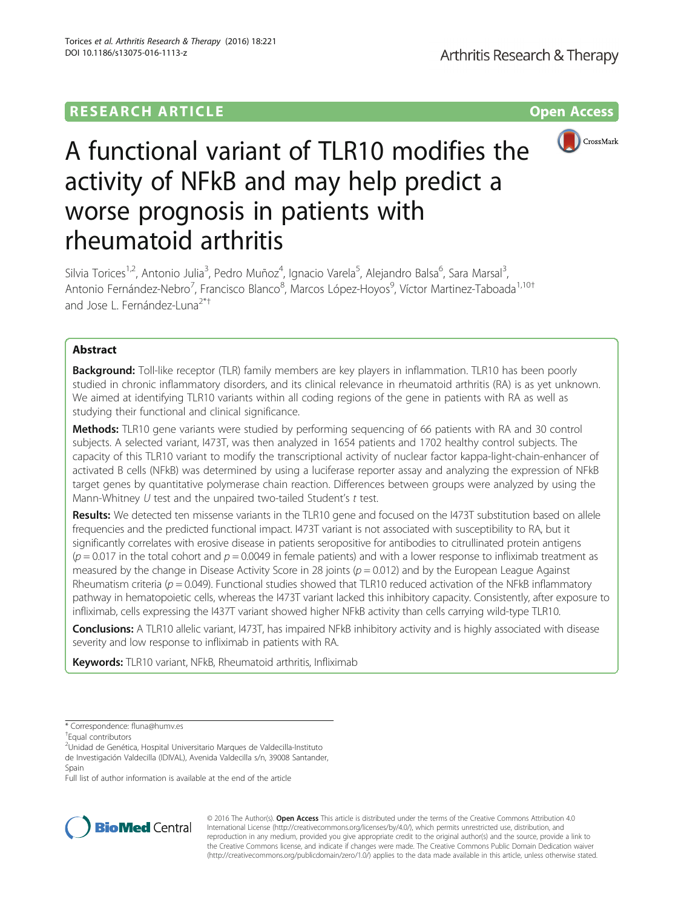RESEARCH ARTICLE Open Access

# A functional variant of TLR10 modifies the activity of NFkB and may help predict a worse prognosis in patients with rheumatoid arthritis

Silvia Torices[1,2], Antonio Julia[3], Pedro Muñoz[4], Ignacio Varela[5], Alejandro Balsa[6], Sara Marsal[3], Antonio Fernández-Nebro[7], Francisco Blanco[8], Marcos López-Hoyos[9], Víctor Martinez-Taboada[1,10†] and Jose L. Fernández-Luna[2*†]

## Abstract

**Background:** Toll-like receptor (TLR) family members are key players in inflammation. TLR10 has been poorly studied in chronic inflammatory disorders, and its clinical relevance in rheumatoid arthritis (RA) is as yet unknown. We aimed at identifying TLR10 variants within all coding regions of the gene in patients with RA as well as studying their functional and clinical significance.

**Methods:** TLR10 gene variants were studied by performing sequencing of 66 patients with RA and 30 control subjects. A selected variant, I473T, was then analyzed in 1654 patients and 1702 healthy control subjects. The capacity of this TLR10 variant to modify the transcriptional activity of nuclear factor kappa-light-chain-enhancer of activated B cells (NFkB) was determined by using a luciferase reporter assay and analyzing the expression of NFkB target genes by quantitative polymerase chain reaction. Differences between groups were analyzed by using the Mann-Whitney *U* test and the unpaired two-tailed Student's *t* test.

**Results:** We detected ten missense variants in the TLR10 gene and focused on the I473T substitution based on allele frequencies and the predicted functional impact. I473T variant is not associated with susceptibility to RA, but it significantly correlates with erosive disease in patients seropositive for antibodies to citrullinated protein antigens ($p = 0.017$ in the total cohort and $p = 0.0049$ in female patients) and with a lower response to infliximab treatment as measured by the change in Disease Activity Score in 28 joints ($p = 0.012$) and by the European League Against Rheumatism criteria ($p = 0.049$). Functional studies showed that TLR10 reduced activation of the NFkB inflammatory pathway in hematopoietic cells, whereas the I473T variant lacked this inhibitory capacity. Consistently, after exposure to infliximab, cells expressing the I437T variant showed higher NFkB activity than cells carrying wild-type TLR10.

**Conclusions:** A TLR10 allelic variant, I473T, has impaired NFkB inhibitory activity and is highly associated with disease severity and low response to infliximab in patients with RA.

**Keywords:** TLR10 variant, NFkB, Rheumatoid arthritis, Infliximab

\* Correspondence: fluna@humv.es

†Equal contributors

[2]Unidad de Genética, Hospital Universitario Marques de Valdecilla-Instituto de Investigación Valdecilla (IDIVAL), Avenida Valdecilla s/n, 39008 Santander, Spain

Full list of author information is available at the end of the article

© 2016 The Author(s). **Open Access** This article is distributed under the terms of the Creative Commons Attribution 4.0 International License (http://creativecommons.org/licenses/by/4.0/), which permits unrestricted use, distribution, and reproduction in any medium, provided you give appropriate credit to the original author(s) and the source, provide a link to the Creative Commons license, and indicate if changes were made. The Creative Commons Public Domain Dedication waiver (http://creativecommons.org/publicdomain/zero/1.0/) applies to the data made available in this article, unless otherwise stated.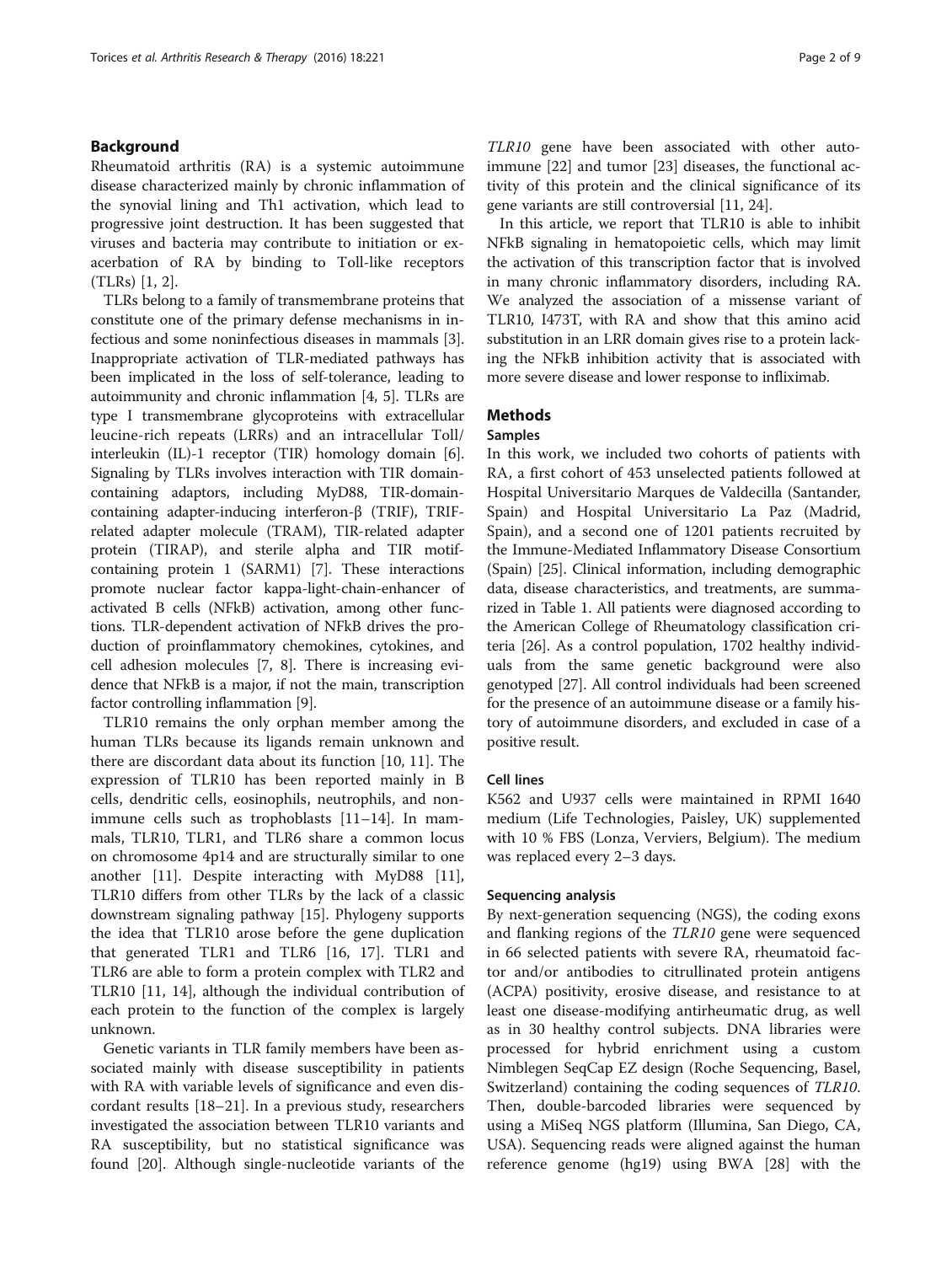## Background

Rheumatoid arthritis (RA) is a systemic autoimmune disease characterized mainly by chronic inflammation of the synovial lining and Th1 activation, which lead to progressive joint destruction. It has been suggested that viruses and bacteria may contribute to initiation or exacerbation of RA by binding to Toll-like receptors (TLRs) [1, 2].

TLRs belong to a family of transmembrane proteins that constitute one of the primary defense mechanisms in infectious and some noninfectious diseases in mammals [3]. Inappropriate activation of TLR-mediated pathways has been implicated in the loss of self-tolerance, leading to autoimmunity and chronic inflammation [4, 5]. TLRs are type I transmembrane glycoproteins with extracellular leucine-rich repeats (LRRs) and an intracellular Toll/ interleukin (IL)-1 receptor (TIR) homology domain [6]. Signaling by TLRs involves interaction with TIR domain-containing adaptors, including MyD88, TIR-domain-containing adapter-inducing interferon-β (TRIF), TRIF-related adapter molecule (TRAM), TIR-related adapter protein (TIRAP), and sterile alpha and TIR motif-containing protein 1 (SARM1) [7]. These interactions promote nuclear factor kappa-light-chain-enhancer of activated B cells (NFkB) activation, among other functions. TLR-dependent activation of NFkB drives the production of proinflammatory chemokines, cytokines, and cell adhesion molecules [7, 8]. There is increasing evidence that NFkB is a major, if not the main, transcription factor controlling inflammation [9].

TLR10 remains the only orphan member among the human TLRs because its ligands remain unknown and there are discordant data about its function [10, 11]. The expression of TLR10 has been reported mainly in B cells, dendritic cells, eosinophils, neutrophils, and non-immune cells such as trophoblasts [11–14]. In mammals, TLR10, TLR1, and TLR6 share a common locus on chromosome 4p14 and are structurally similar to one another [11]. Despite interacting with MyD88 [11], TLR10 differs from other TLRs by the lack of a classic downstream signaling pathway [15]. Phylogeny supports the idea that TLR10 arose before the gene duplication that generated TLR1 and TLR6 [16, 17]. TLR1 and TLR6 are able to form a protein complex with TLR2 and TLR10 [11, 14], although the individual contribution of each protein to the function of the complex is largely unknown.

Genetic variants in TLR family members have been associated mainly with disease susceptibility in patients with RA with variable levels of significance and even discordant results [18–21]. In a previous study, researchers investigated the association between TLR10 variants and RA susceptibility, but no statistical significance was found [20]. Although single-nucleotide variants of the *TLR10* gene have been associated with other autoimmune [22] and tumor [23] diseases, the functional activity of this protein and the clinical significance of its gene variants are still controversial [11, 24].

In this article, we report that TLR10 is able to inhibit NFkB signaling in hematopoietic cells, which may limit the activation of this transcription factor that is involved in many chronic inflammatory disorders, including RA. We analyzed the association of a missense variant of TLR10, I473T, with RA and show that this amino acid substitution in an LRR domain gives rise to a protein lacking the NFkB inhibition activity that is associated with more severe disease and lower response to infliximab.

## Methods

### Samples

In this work, we included two cohorts of patients with RA, a first cohort of 453 unselected patients followed at Hospital Universitario Marques de Valdecilla (Santander, Spain) and Hospital Universitario La Paz (Madrid, Spain), and a second one of 1201 patients recruited by the Immune-Mediated Inflammatory Disease Consortium (Spain) [25]. Clinical information, including demographic data, disease characteristics, and treatments, are summarized in Table 1. All patients were diagnosed according to the American College of Rheumatology classification criteria [26]. As a control population, 1702 healthy individuals from the same genetic background were also genotyped [27]. All control individuals had been screened for the presence of an autoimmune disease or a family history of autoimmune disorders, and excluded in case of a positive result.

### Cell lines

K562 and U937 cells were maintained in RPMI 1640 medium (Life Technologies, Paisley, UK) supplemented with 10 % FBS (Lonza, Verviers, Belgium). The medium was replaced every 2–3 days.

### Sequencing analysis

By next-generation sequencing (NGS), the coding exons and flanking regions of the *TLR10* gene were sequenced in 66 selected patients with severe RA, rheumatoid factor and/or antibodies to citrullinated protein antigens (ACPA) positivity, erosive disease, and resistance to at least one disease-modifying antirheumatic drug, as well as in 30 healthy control subjects. DNA libraries were processed for hybrid enrichment using a custom Nimblegen SeqCap EZ design (Roche Sequencing, Basel, Switzerland) containing the coding sequences of *TLR10*. Then, double-barcoded libraries were sequenced by using a MiSeq NGS platform (Illumina, San Diego, CA, USA). Sequencing reads were aligned against the human reference genome (hg19) using BWA [28] with the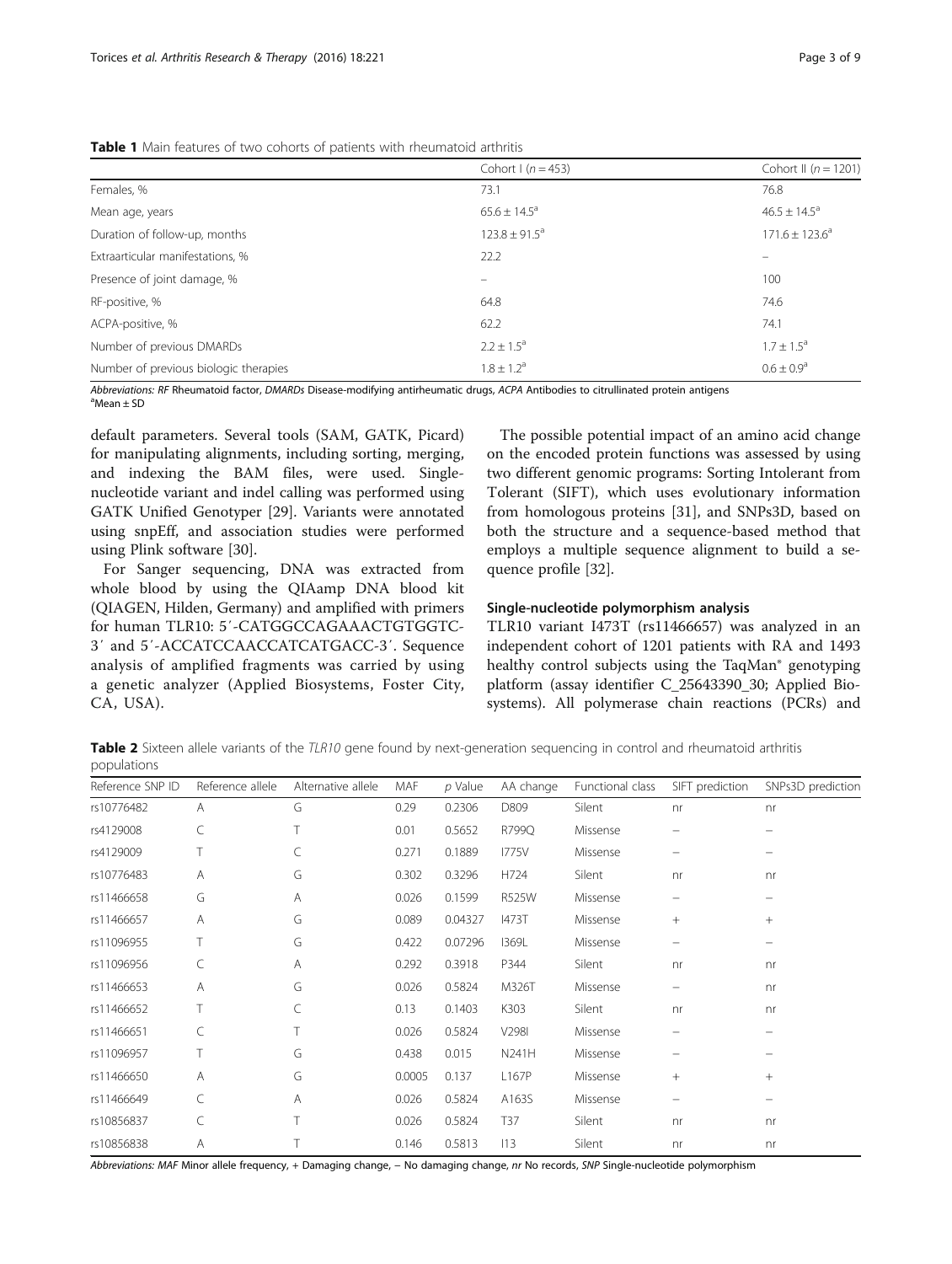**Table 1** Main features of two cohorts of patients with rheumatoid arthritis

| | Cohort I ($n = 453$) | Cohort II ($n = 1201$) |
|---|---|---|
| Females, % | 73.1 | 76.8 |
| Mean age, years | 65.6 ± 14.5[a] | 46.5 ± 14.5[a] |
| Duration of follow-up, months | 123.8 ± 91.5[a] | 171.6 ± 123.6[a] |
| Extraarticular manifestations, % | 22.2 | – |
| Presence of joint damage, % | – | 100 |
| RF-positive, % | 64.8 | 74.6 |
| ACPA-positive, % | 62.2 | 74.1 |
| Number of previous DMARDs | 2.2 ± 1.5[a] | 1.7 ± 1.5[a] |
| Number of previous biologic therapies | 1.8 ± 1.2[a] | 0.6 ± 0.9[a] |

*Abbreviations: RF* Rheumatoid factor, *DMARDs* Disease-modifying antirheumatic drugs, *ACPA* Antibodies to citrullinated protein antigens
[a]Mean ± SD

default parameters. Several tools (SAM, GATK, Picard) for manipulating alignments, including sorting, merging, and indexing the BAM files, were used. Single-nucleotide variant and indel calling was performed using GATK Unified Genotyper [29]. Variants were annotated using snpEff, and association studies were performed using Plink software [30].

For Sanger sequencing, DNA was extracted from whole blood by using the QIAamp DNA blood kit (QIAGEN, Hilden, Germany) and amplified with primers for human TLR10: 5′-CATGGCCAGAAACTGTGGTC-3′ and 5′-ACCATCCAACCATCATGACC-3′. Sequence analysis of amplified fragments was carried by using a genetic analyzer (Applied Biosystems, Foster City, CA, USA).

The possible potential impact of an amino acid change on the encoded protein functions was assessed by using two different genomic programs: Sorting Intolerant from Tolerant (SIFT), which uses evolutionary information from homologous proteins [31], and SNPs3D, based on both the structure and a sequence-based method that employs a multiple sequence alignment to build a sequence profile [32].

### Single-nucleotide polymorphism analysis

TLR10 variant I473T (rs11466657) was analyzed in an independent cohort of 1201 patients with RA and 1493 healthy control subjects using the TaqMan® genotyping platform (assay identifier C_25643390_30; Applied Biosystems). All polymerase chain reactions (PCRs) and

**Table 2** Sixteen allele variants of the *TLR10* gene found by next-generation sequencing in control and rheumatoid arthritis populations

| Reference SNP ID | Reference allele | Alternative allele | MAF | *p* Value | AA change | Functional class | SIFT prediction | SNPs3D prediction |
|---|---|---|---|---|---|---|---|---|
| rs10776482 | A | G | 0.29 | 0.2306 | D809 | Silent | nr | nr |
| rs4129008 | C | T | 0.01 | 0.5652 | R799Q | Missense | – | – |
| rs4129009 | T | C | 0.271 | 0.1889 | I775V | Missense | – | – |
| rs10776483 | A | G | 0.302 | 0.3296 | H724 | Silent | nr | nr |
| rs11466658 | G | A | 0.026 | 0.1599 | R525W | Missense | – | – |
| rs11466657 | A | G | 0.089 | 0.04327 | I473T | Missense | + | + |
| rs11096955 | T | G | 0.422 | 0.07296 | I369L | Missense | – | – |
| rs11096956 | C | A | 0.292 | 0.3918 | P344 | Silent | nr | nr |
| rs11466653 | A | G | 0.026 | 0.5824 | M326T | Missense | – | nr |
| rs11466652 | T | C | 0.13 | 0.1403 | K303 | Silent | nr | nr |
| rs11466651 | C | T | 0.026 | 0.5824 | V298I | Missense | – | – |
| rs11096957 | T | G | 0.438 | 0.015 | N241H | Missense | – | – |
| rs11466650 | A | G | 0.0005 | 0.137 | L167P | Missense | + | + |
| rs11466649 | C | A | 0.026 | 0.5824 | A163S | Missense | – | – |
| rs10856837 | C | T | 0.026 | 0.5824 | T37 | Silent | nr | nr |
| rs10856838 | A | T | 0.146 | 0.5813 | I13 | Silent | nr | nr |

*Abbreviations: MAF* Minor allele frequency, + Damaging change, − No damaging change, *nr* No records, *SNP* Single-nucleotide polymorphism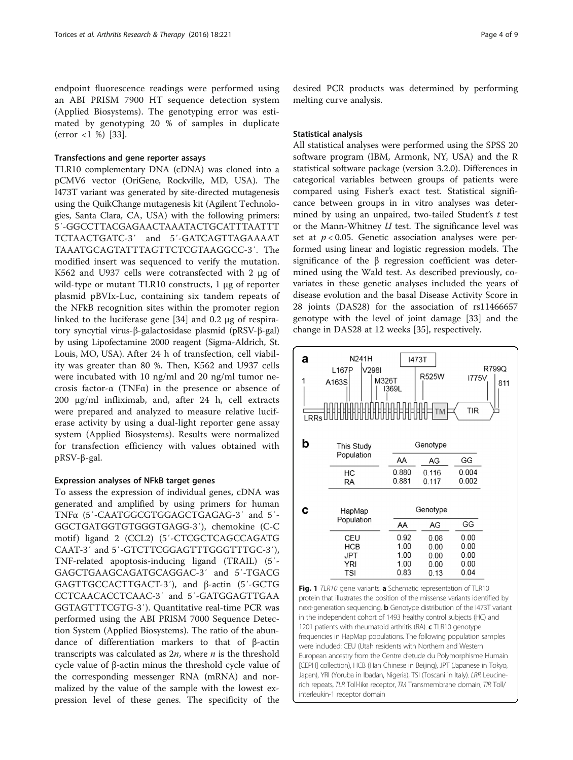endpoint fluorescence readings were performed using an ABI PRISM 7900 HT sequence detection system (Applied Biosystems). The genotyping error was estimated by genotyping 20 % of samples in duplicate (error <1 %) [33].

#### Transfections and gene reporter assays

TLR10 complementary DNA (cDNA) was cloned into a pCMV6 vector (OriGene, Rockville, MD, USA). The I473T variant was generated by site-directed mutagenesis using the QuikChange mutagenesis kit (Agilent Technologies, Santa Clara, CA, USA) with the following primers: 5′-GGCCTTACGAGAACTAAATACTGCATTTAATTTTCTAACTGATC-3′ and 5′-GATCAGTTAGAAAATTAAATGCAGTATTTAGTTCTCGTAAGGCC-3′. The modified insert was sequenced to verify the mutation. K562 and U937 cells were cotransfected with 2 μg of wild-type or mutant TLR10 constructs, 1 μg of reporter plasmid pBVIx-Luc, containing six tandem repeats of the NFkB recognition sites within the promoter region linked to the luciferase gene [34] and 0.2 μg of respiratory syncytial virus-β-galactosidase plasmid (pRSV-β-gal) by using Lipofectamine 2000 reagent (Sigma-Aldrich, St. Louis, MO, USA). After 24 h of transfection, cell viability was greater than 80 %. Then, K562 and U937 cells were incubated with 10 ng/ml and 20 ng/ml tumor necrosis factor-α (TNFα) in the presence or absence of 200 μg/ml infliximab, and, after 24 h, cell extracts were prepared and analyzed to measure relative luciferase activity by using a dual-light reporter gene assay system (Applied Biosystems). Results were normalized for transfection efficiency with values obtained with pRSV-β-gal.

#### Expression analyses of NFkB target genes

To assess the expression of individual genes, cDNA was generated and amplified by using primers for human TNFα (5′-CAATGGCGTGGAGCTGAGAG-3′ and 5′-GGCTGATGGTGTGGGTGAGG-3′), chemokine (C-C motif) ligand 2 (CCL2) (5′-CTCGCTCAGCCAGATGCAAT-3′ and 5′-GTCTTCGGAGTTTGGGTTTGC-3′), TNF-related apoptosis-inducing ligand (TRAIL) (5′-GAGCTGAAGCAGATGCAGGAC-3′ and 5′-TGACGGAGTTGCCACTTGACT-3′), and β-actin (5′-GCTGCCTCAACACCTCAAC-3′ and 5′-GATGGAGTTGAAGGTAGTTTCGTG-3′). Quantitative real-time PCR was performed using the ABI PRISM 7000 Sequence Detection System (Applied Biosystems). The ratio of the abundance of differentiation markers to that of β-actin transcripts was calculated as $2n$, where $n$ is the threshold cycle value of β-actin minus the threshold cycle value of the corresponding messenger RNA (mRNA) and normalized by the value of the sample with the lowest expression level of these genes. The specificity of the desired PCR products was determined by performing melting curve analysis.

#### Statistical analysis

All statistical analyses were performed using the SPSS 20 software program (IBM, Armonk, NY, USA) and the R statistical software package (version 3.2.0). Differences in categorical variables between groups of patients were compared using Fisher's exact test. Statistical significance between groups in in vitro analyses was determined by using an unpaired, two-tailed Student's $t$ test or the Mann-Whitney $U$ test. The significance level was set at $p < 0.05$. Genetic association analyses were performed using linear and logistic regression models. The significance of the β regression coefficient was determined using the Wald test. As described previously, covariates in these genetic analyses included the years of disease evolution and the basal Disease Activity Score in 28 joints (DAS28) for the association of rs11466657 genotype with the level of joint damage [33] and the change in DAS28 at 12 weeks [35], respectively.

**a**

(Schematic: TLR10 protein, positions 1 to 811; variants L167P, A163S, N241H, V298I, M326T, I369L, I473T, R525W, I775V, R799Q; domains LRRs, TM, TIR)

**b**

| This Study Population | Genotype | | |
|---|---|---|---|
| | AA | AG | GG |
| HC | 0.880 | 0.116 | 0.004 |
| RA | 0.881 | 0.117 | 0.002 |

**c**

| HapMap Population | Genotype | | |
|---|---|---|---|
| | AA | AG | GG |
| CEU | 0.92 | 0.08 | 0.00 |
| HCB | 1.00 | 0.00 | 0.00 |
| JPT | 1.00 | 0.00 | 0.00 |
| YRI | 1.00 | 0.00 | 0.00 |
| TSI | 0.83 | 0.13 | 0.04 |

**Fig. 1** *TLR10* gene variants. **a** Schematic representation of TLR10 protein that illustrates the position of the missense variants identified by next-generation sequencing. **b** Genotype distribution of the I473T variant in the independent cohort of 1493 healthy control subjects (HC) and 1201 patients with rheumatoid arthritis (RA). **c** TLR10 genotype frequencies in HapMap populations. The following population samples were included: CEU (Utah residents with Northern and Western European ancestry from the Centre d'etude du Polymorphisme Humain [CEPH] collection), HCB (Han Chinese in Beijing), JPT (Japanese in Tokyo, Japan), YRI (Yoruba in Ibadan, Nigeria), TSI (Toscani in Italy). *LRR* Leucine-rich repeats, *TLR* Toll-like receptor, *TM* Transmembrane domain, *TIR* Toll/interleukin-1 receptor domain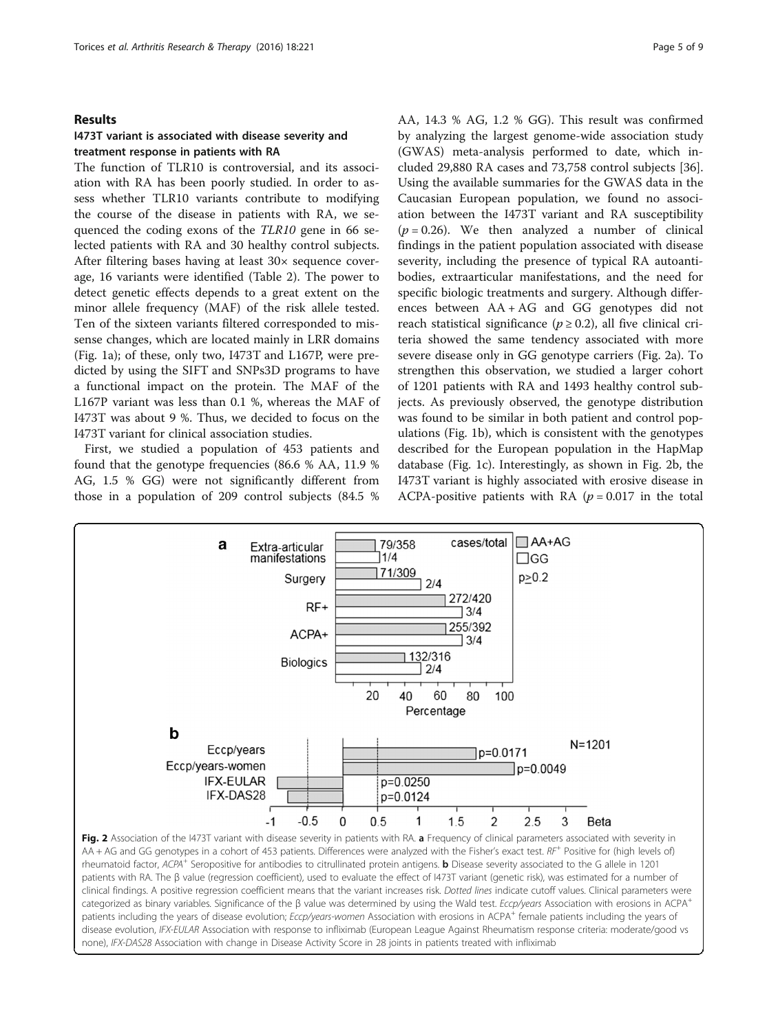## Results

### I473T variant is associated with disease severity and treatment response in patients with RA

The function of TLR10 is controversial, and its association with RA has been poorly studied. In order to assess whether TLR10 variants contribute to modifying the course of the disease in patients with RA, we sequenced the coding exons of the *TLR10* gene in 66 selected patients with RA and 30 healthy control subjects. After filtering bases having at least 30× sequence coverage, 16 variants were identified (Table 2). The power to detect genetic effects depends to a great extent on the minor allele frequency (MAF) of the risk allele tested. Ten of the sixteen variants filtered corresponded to missense changes, which are located mainly in LRR domains (Fig. 1a); of these, only two, I473T and L167P, were predicted by using the SIFT and SNPs3D programs to have a functional impact on the protein. The MAF of the L167P variant was less than 0.1 %, whereas the MAF of I473T was about 9 %. Thus, we decided to focus on the I473T variant for clinical association studies.

First, we studied a population of 453 patients and found that the genotype frequencies (86.6 % AA, 11.9 % AG, 1.5 % GG) were not significantly different from those in a population of 209 control subjects (84.5 % AA, 14.3 % AG, 1.2 % GG). This result was confirmed by analyzing the largest genome-wide association study (GWAS) meta-analysis performed to date, which included 29,880 RA cases and 73,758 control subjects [36]. Using the available summaries for the GWAS data in the Caucasian European population, we found no association between the I473T variant and RA susceptibility ($p = 0.26$). We then analyzed a number of clinical findings in the patient population associated with disease severity, including the presence of typical RA autoantibodies, extraarticular manifestations, and the need for specific biologic treatments and surgery. Although differences between AA + AG and GG genotypes did not reach statistical significance ($p \geq 0.2$), all five clinical criteria showed the same tendency associated with more severe disease only in GG genotype carriers (Fig. 2a). To strengthen this observation, we studied a larger cohort of 1201 patients with RA and 1493 healthy control subjects. As previously observed, the genotype distribution was found to be similar in both patient and control populations (Fig. 1b), which is consistent with the genotypes described for the European population in the HapMap database (Fig. 1c). Interestingly, as shown in Fig. 2b, the I473T variant is highly associated with erosive disease in ACPA-positive patients with RA ($p = 0.017$ in the total

**Fig. 2** Association of the I473T variant with disease severity in patients with RA. **a** Frequency of clinical parameters associated with severity in AA + AG and GG genotypes in a cohort of 453 patients. Differences were analyzed with the Fisher's exact test. $RF^+$ Positive for (high levels of) rheumatoid factor, $ACPA^+$ Seropositive for antibodies to citrullinated protein antigens. **b** Disease severity associated to the G allele in 1201 patients with RA. The β value (regression coefficient), used to evaluate the effect of I473T variant (genetic risk), was estimated for a number of clinical findings. A positive regression coefficient means that the variant increases risk. *Dotted lines* indicate cutoff values. Clinical parameters were categorized as binary variables. Significance of the β value was determined by using the Wald test. *Eccp/years* Association with erosions in $ACPA^+$ patients including the years of disease evolution; *Eccp/years-women* Association with erosions in $ACPA^+$ female patients including the years of disease evolution, *IFX-EULAR* Association with response to infliximab (European League Against Rheumatism response criteria: moderate/good vs none), *IFX-DAS28* Association with change in Disease Activity Score in 28 joints in patients treated with infliximab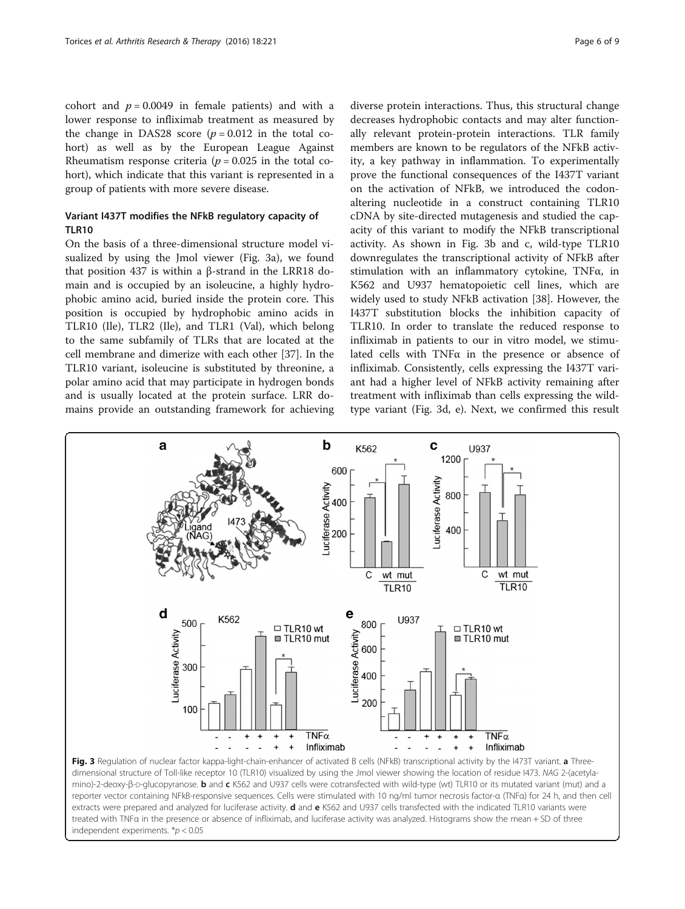cohort and $p = 0.0049$ in female patients) and with a lower response to infliximab treatment as measured by the change in DAS28 score ($p = 0.012$ in the total cohort) as well as by the European League Against Rheumatism response criteria ($p = 0.025$ in the total cohort), which indicate that this variant is represented in a group of patients with more severe disease.

### Variant I437T modifies the NFkB regulatory capacity of TLR10

On the basis of a three-dimensional structure model visualized by using the Jmol viewer (Fig. 3a), we found that position 437 is within a β-strand in the LRR18 domain and is occupied by an isoleucine, a highly hydrophobic amino acid, buried inside the protein core. This position is occupied by hydrophobic amino acids in TLR10 (Ile), TLR2 (Ile), and TLR1 (Val), which belong to the same subfamily of TLRs that are located at the cell membrane and dimerize with each other [37]. In the TLR10 variant, isoleucine is substituted by threonine, a polar amino acid that may participate in hydrogen bonds and is usually located at the protein surface. LRR domains provide an outstanding framework for achieving diverse protein interactions. Thus, this structural change decreases hydrophobic contacts and may alter functionally relevant protein-protein interactions. TLR family members are known to be regulators of the NFkB activity, a key pathway in inflammation. To experimentally prove the functional consequences of the I437T variant on the activation of NFkB, we introduced the codon-altering nucleotide in a construct containing TLR10 cDNA by site-directed mutagenesis and studied the capacity of this variant to modify the NFkB transcriptional activity. As shown in Fig. 3b and c, wild-type TLR10 downregulates the transcriptional activity of NFkB after stimulation with an inflammatory cytokine, TNFα, in K562 and U937 hematopoietic cell lines, which are widely used to study NFkB activation [38]. However, the I437T substitution blocks the inhibition capacity of TLR10. In order to translate the reduced response to infliximab in patients to our in vitro model, we stimulated cells with TNFα in the presence or absence of infliximab. Consistently, cells expressing the I437T variant had a higher level of NFkB activity remaining after treatment with infliximab than cells expressing the wild-type variant (Fig. 3d, e). Next, we confirmed this result

**Fig. 3** Regulation of nuclear factor kappa-light-chain-enhancer of activated B cells (NFkB) transcriptional activity by the I473T variant. **a** Three-dimensional structure of Toll-like receptor 10 (TLR10) visualized by using the Jmol viewer showing the location of residue I473. *NAG* 2-(acetylamino)-2-deoxy-β-D-glucopyranose. **b** and **c** K562 and U937 cells were cotransfected with wild-type (wt) TLR10 or its mutated variant (mut) and a reporter vector containing NFkB-responsive sequences. Cells were stimulated with 10 ng/ml tumor necrosis factor-α (TNFα) for 24 h, and then cell extracts were prepared and analyzed for luciferase activity. **d** and **e** K562 and U937 cells transfected with the indicated TLR10 variants were treated with TNFα in the presence or absence of infliximab, and luciferase activity was analyzed. Histograms show the mean + SD of three independent experiments. *$p < 0.05$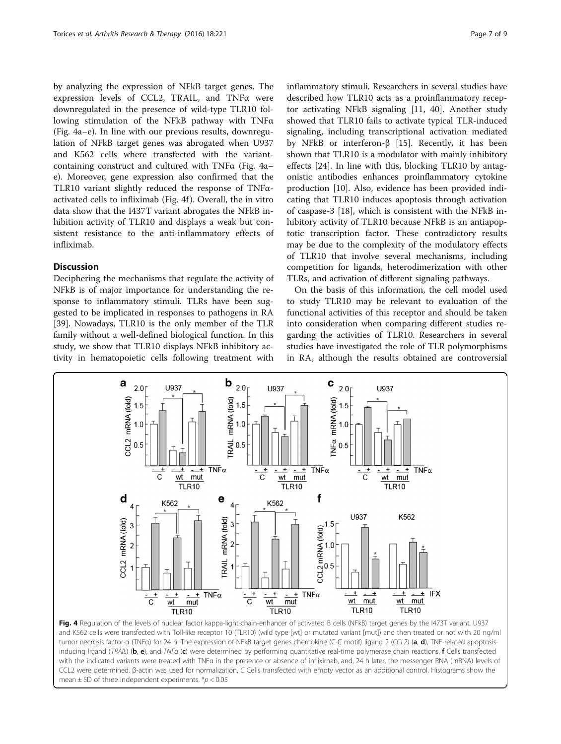by analyzing the expression of NFkB target genes. The expression levels of CCL2, TRAIL, and TNFα were downregulated in the presence of wild-type TLR10 following stimulation of the NFkB pathway with TNFα (Fig. 4a–e). In line with our previous results, downregulation of NFkB target genes was abrogated when U937 and K562 cells where transfected with the variant-containing construct and cultured with TNFα (Fig. 4a–e). Moreover, gene expression also confirmed that the TLR10 variant slightly reduced the response of TNFα-activated cells to infliximab (Fig. 4f). Overall, the in vitro data show that the I437T variant abrogates the NFkB inhibition activity of TLR10 and displays a weak but consistent resistance to the anti-inflammatory effects of infliximab.

## Discussion

Deciphering the mechanisms that regulate the activity of NFkB is of major importance for understanding the response to inflammatory stimuli. TLRs have been suggested to be implicated in responses to pathogens in RA [39]. Nowadays, TLR10 is the only member of the TLR family without a well-defined biological function. In this study, we show that TLR10 displays NFkB inhibitory activity in hematopoietic cells following treatment with inflammatory stimuli. Researchers in several studies have described how TLR10 acts as a proinflammatory receptor activating NFkB signaling [11, 40]. Another study showed that TLR10 fails to activate typical TLR-induced signaling, including transcriptional activation mediated by NFkB or interferon-β [15]. Recently, it has been shown that TLR10 is a modulator with mainly inhibitory effects [24]. In line with this, blocking TLR10 by antagonistic antibodies enhances proinflammatory cytokine production [10]. Also, evidence has been provided indicating that TLR10 induces apoptosis through activation of caspase-3 [18], which is consistent with the NFkB inhibitory activity of TLR10 because NFkB is an antiapoptotic transcription factor. These contradictory results may be due to the complexity of the modulatory effects of TLR10 that involve several mechanisms, including competition for ligands, heterodimerization with other TLRs, and activation of different signaling pathways.

On the basis of this information, the cell model used to study TLR10 may be relevant to evaluation of the functional activities of this receptor and should be taken into consideration when comparing different studies regarding the activities of TLR10. Researchers in several studies have investigated the role of TLR polymorphisms in RA, although the results obtained are controversial

**Fig. 4** Regulation of the levels of nuclear factor kappa-light-chain-enhancer of activated B cells (NFkB) target genes by the I473T variant. U937 and K562 cells were transfected with Toll-like receptor 10 (TLR10) (wild type [wt] or mutated variant [mut]) and then treated or not with 20 ng/ml tumor necrosis factor-α (TNFα) for 24 h. The expression of NFkB target genes chemokine (C-C motif) ligand 2 (*CCL2*) (**a**, **d**), TNF-related apoptosis-inducing ligand (*TRAIL*) (**b**, **e**), and *TNFα* (**c**) were determined by performing quantitative real-time polymerase chain reactions. **f** Cells transfected with the indicated variants were treated with TNFα in the presence or absence of infliximab, and, 24 h later, the messenger RNA (mRNA) levels of CCL2 were determined. β-actin was used for normalization. *C* Cells transfected with empty vector as an additional control. Histograms show the mean ± SD of three independent experiments. *$p < 0.05$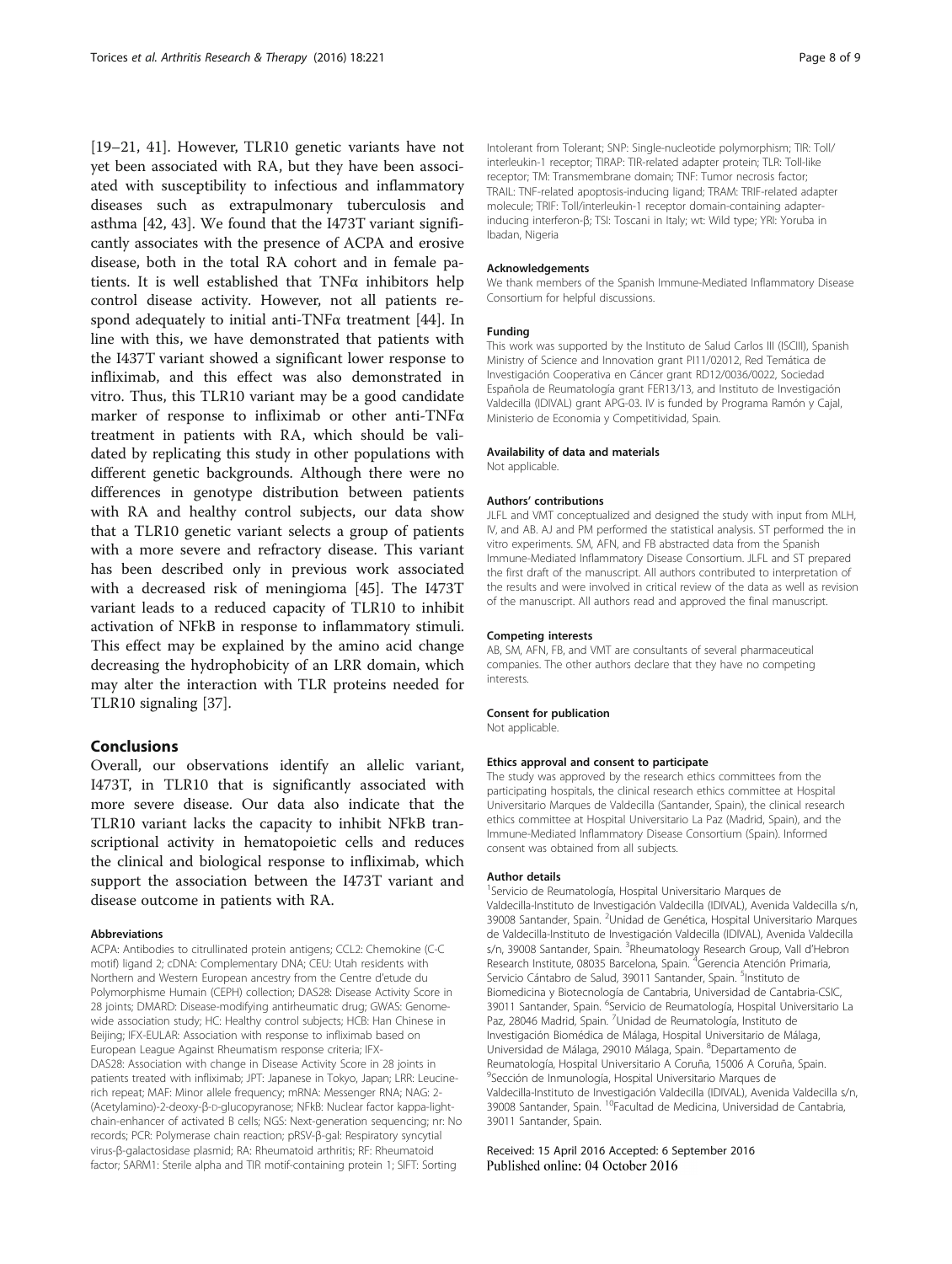[19–21, 41]. However, TLR10 genetic variants have not yet been associated with RA, but they have been associated with susceptibility to infectious and inflammatory diseases such as extrapulmonary tuberculosis and asthma [42, 43]. We found that the I473T variant significantly associates with the presence of ACPA and erosive disease, both in the total RA cohort and in female patients. It is well established that TNFα inhibitors help control disease activity. However, not all patients respond adequately to initial anti-TNFα treatment [44]. In line with this, we have demonstrated that patients with the I437T variant showed a significant lower response to infliximab, and this effect was also demonstrated in vitro. Thus, this TLR10 variant may be a good candidate marker of response to infliximab or other anti-TNFα treatment in patients with RA, which should be validated by replicating this study in other populations with different genetic backgrounds. Although there were no differences in genotype distribution between patients with RA and healthy control subjects, our data show that a TLR10 genetic variant selects a group of patients with a more severe and refractory disease. This variant has been described only in previous work associated with a decreased risk of meningioma [45]. The I473T variant leads to a reduced capacity of TLR10 to inhibit activation of NFkB in response to inflammatory stimuli. This effect may be explained by the amino acid change decreasing the hydrophobicity of an LRR domain, which may alter the interaction with TLR proteins needed for TLR10 signaling [37].

## Conclusions

Overall, our observations identify an allelic variant, I473T, in TLR10 that is significantly associated with more severe disease. Our data also indicate that the TLR10 variant lacks the capacity to inhibit NFkB transcriptional activity in hematopoietic cells and reduces the clinical and biological response to infliximab, which support the association between the I473T variant and disease outcome in patients with RA.

#### Abbreviations

ACPA: Antibodies to citrullinated protein antigens; CCL2: Chemokine (C-C motif) ligand 2; cDNA: Complementary DNA; CEU: Utah residents with Northern and Western European ancestry from the Centre d'etude du Polymorphisme Humain (CEPH) collection; DAS28: Disease Activity Score in 28 joints; DMARD: Disease-modifying antirheumatic drug; GWAS: Genome-wide association study; HC: Healthy control subjects; HCB: Han Chinese in Beijing; IFX-EULAR: Association with response to infliximab based on European League Against Rheumatism response criteria; IFX-DAS28: Association with change in Disease Activity Score in 28 joints in patients treated with infliximab; JPT: Japanese in Tokyo, Japan; LRR: Leucine-rich repeat; MAF: Minor allele frequency; mRNA: Messenger RNA; NAG: 2-(Acetylamino)-2-deoxy-β-D-glucopyranose; NFkB: Nuclear factor kappa-light-chain-enhancer of activated B cells; NGS: Next-generation sequencing; nr: No records; PCR: Polymerase chain reaction; pRSV-β-gal: Respiratory syncytial virus-β-galactosidase plasmid; RA: Rheumatoid arthritis; RF: Rheumatoid factor; SARM1: Sterile alpha and TIR motif-containing protein 1; SIFT: Sorting Intolerant from Tolerant; SNP: Single-nucleotide polymorphism; TIR: Toll/interleukin-1 receptor; TIRAP: TIR-related adapter protein; TLR: Toll-like receptor; TM: Transmembrane domain; TNF: Tumor necrosis factor; TRAIL: TNF-related apoptosis-inducing ligand; TRAM: TRIF-related adapter molecule; TRIF: Toll/interleukin-1 receptor domain-containing adapter-inducing interferon-β; TSI: Toscani in Italy; wt: Wild type; YRI: Yoruba in Ibadan, Nigeria

#### Acknowledgements

We thank members of the Spanish Immune-Mediated Inflammatory Disease Consortium for helpful discussions.

#### Funding

This work was supported by the Instituto de Salud Carlos III (ISCIII), Spanish Ministry of Science and Innovation grant PI11/02012, Red Temática de Investigación Cooperativa en Cáncer grant RD12/0036/0022, Sociedad Española de Reumatología grant FER13/13, and Instituto de Investigación Valdecilla (IDIVAL) grant APG-03. IV is funded by Programa Ramón y Cajal, Ministerio de Economia y Competitividad, Spain.

#### Availability of data and materials

Not applicable.

#### Authors' contributions

JLFL and VMT conceptualized and designed the study with input from MLH, IV, and AB. AJ and PM performed the statistical analysis. ST performed the in vitro experiments. SM, AFN, and FB abstracted data from the Spanish Immune-Mediated Inflammatory Disease Consortium. JLFL and ST prepared the first draft of the manuscript. All authors contributed to interpretation of the results and were involved in critical review of the data as well as revision of the manuscript. All authors read and approved the final manuscript.

#### Competing interests

AB, SM, AFN, FB, and VMT are consultants of several pharmaceutical companies. The other authors declare that they have no competing interests.

#### Consent for publication

Not applicable.

#### Ethics approval and consent to participate

The study was approved by the research ethics committees from the participating hospitals, the clinical research ethics committee at Hospital Universitario Marques de Valdecilla (Santander, Spain), the clinical research ethics committee at Hospital Universitario La Paz (Madrid, Spain), and the Immune-Mediated Inflammatory Disease Consortium (Spain). Informed consent was obtained from all subjects.

#### Author details

[1]Servicio de Reumatología, Hospital Universitario Marques de Valdecilla-Instituto de Investigación Valdecilla (IDIVAL), Avenida Valdecilla s/n, 39008 Santander, Spain. [2]Unidad de Genética, Hospital Universitario Marques de Valdecilla-Instituto de Investigación Valdecilla (IDIVAL), Avenida Valdecilla s/n, 39008 Santander, Spain. [3]Rheumatology Research Group, Vall d'Hebron Research Institute, 08035 Barcelona, Spain. [4]Gerencia Atención Primaria, Servicio Cántabro de Salud, 39011 Santander, Spain. [5]Instituto de Biomedicina y Biotecnología de Cantabria, Universidad de Cantabria-CSIC, 39011 Santander, Spain. [6]Servicio de Reumatología, Hospital Universitario La Paz, 28046 Madrid, Spain. [7]Unidad de Reumatología, Instituto de Investigación Biomédica de Málaga, Hospital Universitario de Málaga, Universidad de Málaga, 29010 Málaga, Spain. [8]Departamento de Reumatología, Hospital Universitario A Coruña, 15006 A Coruña, Spain. [9]Sección de Inmunología, Hospital Universitario Marques de Valdecilla-Instituto de Investigación Valdecilla (IDIVAL), Avenida Valdecilla s/n, 39008 Santander, Spain. [10]Facultad de Medicina, Universidad de Cantabria, 39011 Santander, Spain.

Received: 15 April 2016 Accepted: 6 September 2016
Published online: 04 October 2016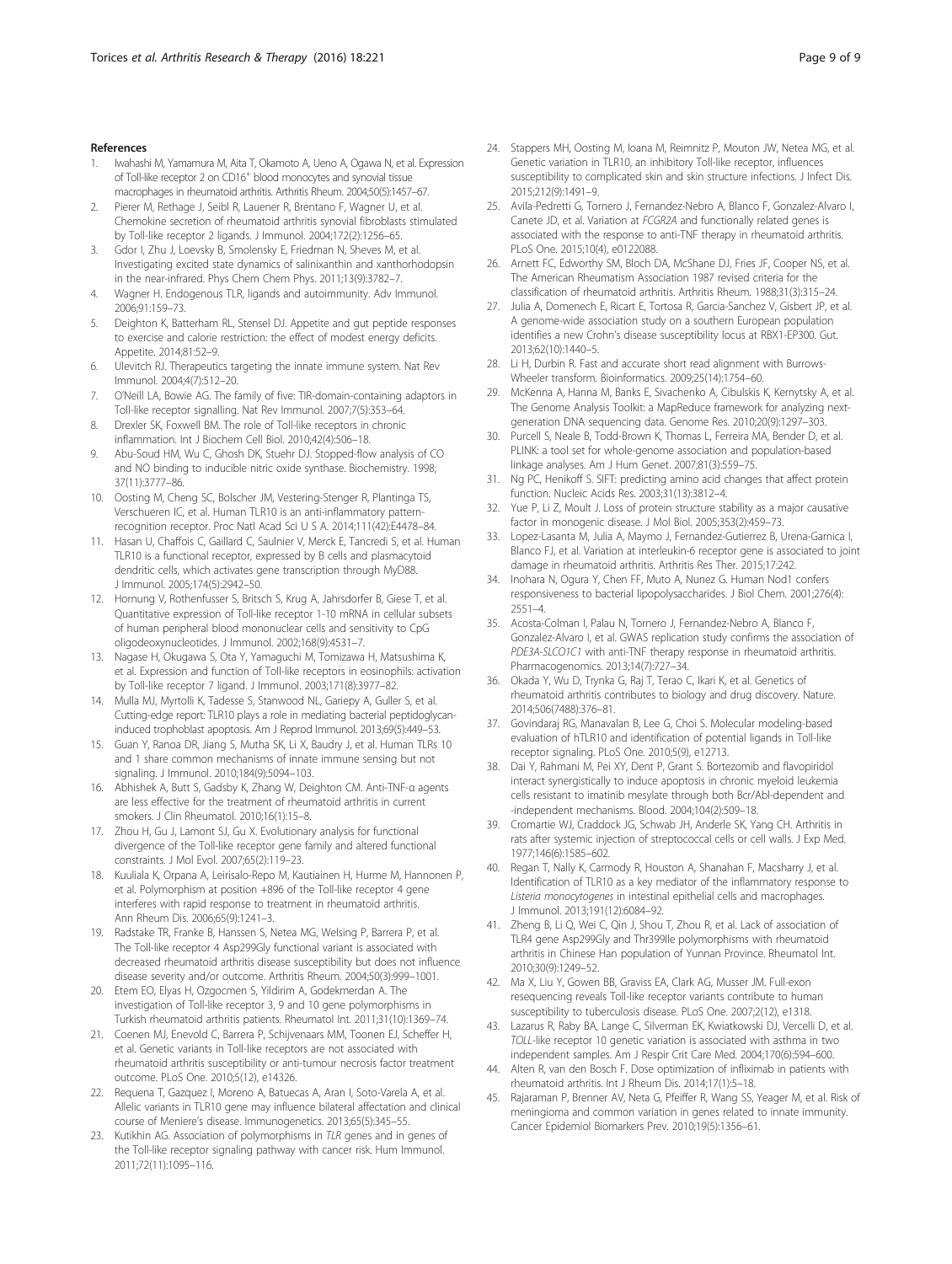## References

1. Iwahashi M, Yamamura M, Aita T, Okamoto A, Ueno A, Ogawa N, et al. Expression of Toll-like receptor 2 on CD16[+] blood monocytes and synovial tissue macrophages in rheumatoid arthritis. Arthritis Rheum. 2004;50(5):1457–67.
2. Pierer M, Rethage J, Seibl R, Lauener R, Brentano F, Wagner U, et al. Chemokine secretion of rheumatoid arthritis synovial fibroblasts stimulated by Toll-like receptor 2 ligands. J Immunol. 2004;172(2):1256–65.
3. Gdor I, Zhu J, Loevsky B, Smolensky E, Friedman N, Sheves M, et al. Investigating excited state dynamics of salinixanthin and xanthorhodopsin in the near-infrared. Phys Chem Chem Phys. 2011;13(9):3782–7.
4. Wagner H. Endogenous TLR, ligands and autoimmunity. Adv Immunol. 2006;91:159–73.
5. Deighton K, Batterham RL, Stensel DJ. Appetite and gut peptide responses to exercise and calorie restriction: the effect of modest energy deficits. Appetite. 2014;81:52–9.
6. Ulevitch RJ. Therapeutics targeting the innate immune system. Nat Rev Immunol. 2004;4(7):512–20.
7. O'Neill LA, Bowie AG. The family of five: TIR-domain-containing adaptors in Toll-like receptor signalling. Nat Rev Immunol. 2007;7(5):353–64.
8. Drexler SK, Foxwell BM. The role of Toll-like receptors in chronic inflammation. Int J Biochem Cell Biol. 2010;42(4):506–18.
9. Abu-Soud HM, Wu C, Ghosh DK, Stuehr DJ. Stopped-flow analysis of CO and NO binding to inducible nitric oxide synthase. Biochemistry. 1998; 37(11):3777–86.
10. Oosting M, Cheng SC, Bolscher JM, Vestering-Stenger R, Plantinga TS, Verschueren IC, et al. Human TLR10 is an anti-inflammatory pattern-recognition receptor. Proc Natl Acad Sci U S A. 2014;111(42):E4478–84.
11. Hasan U, Chaffois C, Gaillard C, Saulnier V, Merck E, Tancredi S, et al. Human TLR10 is a functional receptor, expressed by B cells and plasmacytoid dendritic cells, which activates gene transcription through MyD88. J Immunol. 2005;174(5):2942–50.
12. Hornung V, Rothenfusser S, Britsch S, Krug A, Jahrsdorfer B, Giese T, et al. Quantitative expression of Toll-like receptor 1-10 mRNA in cellular subsets of human peripheral blood mononuclear cells and sensitivity to CpG oligodeoxynucleotides. J Immunol. 2002;168(9):4531–7.
13. Nagase H, Okugawa S, Ota Y, Yamaguchi M, Tomizawa H, Matsushima K, et al. Expression and function of Toll-like receptors in eosinophils: activation by Toll-like receptor 7 ligand. J Immunol. 2003;171(8):3977–82.
14. Mulla MJ, Myrtolli K, Tadesse S, Stanwood NL, Gariepy A, Guller S, et al. Cutting-edge report: TLR10 plays a role in mediating bacterial peptidoglycan-induced trophoblast apoptosis. Am J Reprod Immunol. 2013;69(5):449–53.
15. Guan Y, Ranoa DR, Jiang S, Mutha SK, Li X, Baudry J, et al. Human TLRs 10 and 1 share common mechanisms of innate immune sensing but not signaling. J Immunol. 2010;184(9):5094–103.
16. Abhishek A, Butt S, Gadsby K, Zhang W, Deighton CM. Anti-TNF-α agents are less effective for the treatment of rheumatoid arthritis in current smokers. J Clin Rheumatol. 2010;16(1):15–8.
17. Zhou H, Gu J, Lamont SJ, Gu X. Evolutionary analysis for functional divergence of the Toll-like receptor gene family and altered functional constraints. J Mol Evol. 2007;65(2):119–23.
18. Kuuliala K, Orpana A, Leirisalo-Repo M, Kautiainen H, Hurme M, Hannonen P, et al. Polymorphism at position +896 of the Toll-like receptor 4 gene interferes with rapid response to treatment in rheumatoid arthritis. Ann Rheum Dis. 2006;65(9):1241–3.
19. Radstake TR, Franke B, Hanssen S, Netea MG, Welsing P, Barrera P, et al. The Toll-like receptor 4 Asp299Gly functional variant is associated with decreased rheumatoid arthritis disease susceptibility but does not influence disease severity and/or outcome. Arthritis Rheum. 2004;50(3):999–1001.
20. Etem EO, Elyas H, Ozgocmen S, Yildirim A, Godekmerdan A. The investigation of Toll-like receptor 3, 9 and 10 gene polymorphisms in Turkish rheumatoid arthritis patients. Rheumatol Int. 2011;31(10):1369–74.
21. Coenen MJ, Enevold C, Barrera P, Schijvenaars MM, Toonen EJ, Scheffer H, et al. Genetic variants in Toll-like receptors are not associated with rheumatoid arthritis susceptibility or anti-tumour necrosis factor treatment outcome. PLoS One. 2010;5(12), e14326.
22. Requena T, Gazquez I, Moreno A, Batuecas A, Aran I, Soto-Varela A, et al. Allelic variants in TLR10 gene may influence bilateral affectation and clinical course of Meniere's disease. Immunogenetics. 2013;65(5):345–55.
23. Kutikhin AG. Association of polymorphisms in *TLR* genes and in genes of the Toll-like receptor signaling pathway with cancer risk. Hum Immunol. 2011;72(11):1095–116.
24. Stappers MH, Oosting M, Ioana M, Reimnitz P, Mouton JW, Netea MG, et al. Genetic variation in TLR10, an inhibitory Toll-like receptor, influences susceptibility to complicated skin and skin structure infections. J Infect Dis. 2015;212(9):1491–9.
25. Avila-Pedretti G, Tornero J, Fernandez-Nebro A, Blanco F, Gonzalez-Alvaro I, Canete JD, et al. Variation at *FCGR2A* and functionally related genes is associated with the response to anti-TNF therapy in rheumatoid arthritis. PLoS One. 2015;10(4), e0122088.
26. Arnett FC, Edworthy SM, Bloch DA, McShane DJ, Fries JF, Cooper NS, et al. The American Rheumatism Association 1987 revised criteria for the classification of rheumatoid arthritis. Arthritis Rheum. 1988;31(3):315–24.
27. Julia A, Domenech E, Ricart E, Tortosa R, Garcia-Sanchez V, Gisbert JP, et al. A genome-wide association study on a southern European population identifies a new Crohn's disease susceptibility locus at RBX1-EP300. Gut. 2013;62(10):1440–5.
28. Li H, Durbin R. Fast and accurate short read alignment with Burrows-Wheeler transform. Bioinformatics. 2009;25(14):1754–60.
29. McKenna A, Hanna M, Banks E, Sivachenko A, Cibulskis K, Kernytsky A, et al. The Genome Analysis Toolkit: a MapReduce framework for analyzing next-generation DNA sequencing data. Genome Res. 2010;20(9):1297–303.
30. Purcell S, Neale B, Todd-Brown K, Thomas L, Ferreira MA, Bender D, et al. PLINK: a tool set for whole-genome association and population-based linkage analyses. Am J Hum Genet. 2007;81(3):559–75.
31. Ng PC, Henikoff S. SIFT: predicting amino acid changes that affect protein function. Nucleic Acids Res. 2003;31(13):3812–4.
32. Yue P, Li Z, Moult J. Loss of protein structure stability as a major causative factor in monogenic disease. J Mol Biol. 2005;353(2):459–73.
33. Lopez-Lasanta M, Julia A, Maymo J, Fernandez-Gutierrez B, Urena-Garnica I, Blanco FJ, et al. Variation at interleukin-6 receptor gene is associated to joint damage in rheumatoid arthritis. Arthritis Res Ther. 2015;17:242.
34. Inohara N, Ogura Y, Chen FF, Muto A, Nunez G. Human Nod1 confers responsiveness to bacterial lipopolysaccharides. J Biol Chem. 2001;276(4): 2551–4.
35. Acosta-Colman I, Palau N, Tornero J, Fernandez-Nebro A, Blanco F, Gonzalez-Alvaro I, et al. GWAS replication study confirms the association of *PDE3A-SLCO1C1* with anti-TNF therapy response in rheumatoid arthritis. Pharmacogenomics. 2013;14(7):727–34.
36. Okada Y, Wu D, Trynka G, Raj T, Terao C, Ikari K, et al. Genetics of rheumatoid arthritis contributes to biology and drug discovery. Nature. 2014;506(7488):376–81.
37. Govindaraj RG, Manavalan B, Lee G, Choi S. Molecular modeling-based evaluation of hTLR10 and identification of potential ligands in Toll-like receptor signaling. PLoS One. 2010;5(9), e12713.
38. Dai Y, Rahmani M, Pei XY, Dent P, Grant S. Bortezomib and flavopiridol interact synergistically to induce apoptosis in chronic myeloid leukemia cells resistant to imatinib mesylate through both Bcr/Abl-dependent and -independent mechanisms. Blood. 2004;104(2):509–18.
39. Cromartie WJ, Craddock JG, Schwab JH, Anderle SK, Yang CH. Arthritis in rats after systemic injection of streptococcal cells or cell walls. J Exp Med. 1977;146(6):1585–602.
40. Regan T, Nally K, Carmody R, Houston A, Shanahan F, Macsharry J, et al. Identification of TLR10 as a key mediator of the inflammatory response to *Listeria monocytogenes* in intestinal epithelial cells and macrophages. J Immunol. 2013;191(12):6084–92.
41. Zheng B, Li Q, Wei C, Qin J, Shou T, Zhou R, et al. Lack of association of TLR4 gene Asp299Gly and Thr399Ile polymorphisms with rheumatoid arthritis in Chinese Han population of Yunnan Province. Rheumatol Int. 2010;30(9):1249–52.
42. Ma X, Liu Y, Gowen BB, Graviss EA, Clark AG, Musser JM. Full-exon resequencing reveals Toll-like receptor variants contribute to human susceptibility to tuberculosis disease. PLoS One. 2007;2(12), e1318.
43. Lazarus R, Raby BA, Lange C, Silverman EK, Kwiatkowski DJ, Vercelli D, et al. *TOLL*-like receptor 10 genetic variation is associated with asthma in two independent samples. Am J Respir Crit Care Med. 2004;170(6):594–600.
44. Alten R, van den Bosch F. Dose optimization of infliximab in patients with rheumatoid arthritis. Int J Rheum Dis. 2014;17(1):5–18.
45. Rajaraman P, Brenner AV, Neta G, Pfeiffer R, Wang SS, Yeager M, et al. Risk of meningioma and common variation in genes related to innate immunity. Cancer Epidemiol Biomarkers Prev. 2010;19(5):1356–61.